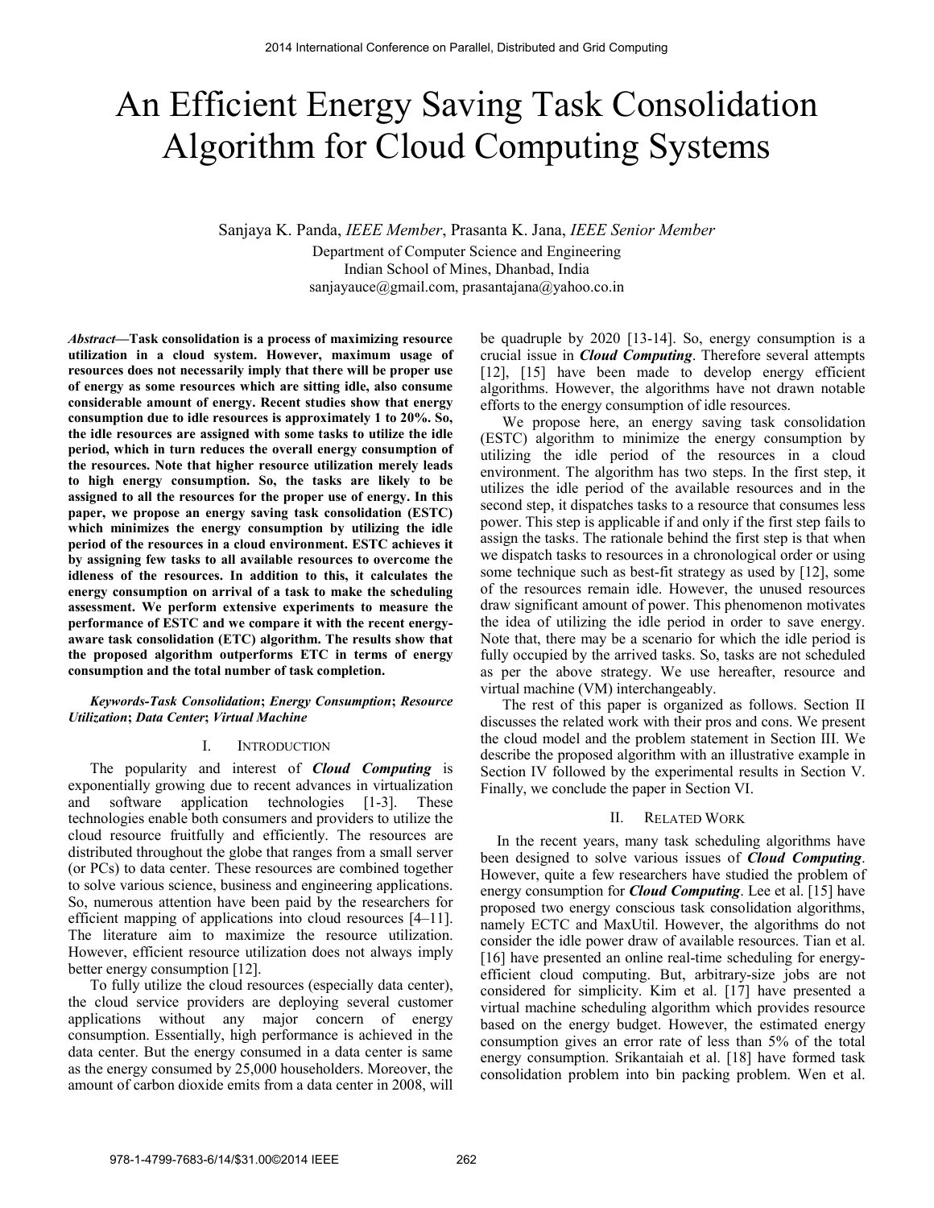# An Efficient Energy Saving Task Consolidation Algorithm for Cloud Computing Systems

Sanjaya K. Panda, *IEEE Member*, Prasanta K. Jana, *IEEE Senior Member*

Department of Computer Science and Engineering
Indian School of Mines, Dhanbad, India
sanjayauce@gmail.com, prasantajana@yahoo.co.in

***Abstract*—Task consolidation is a process of maximizing resource utilization in a cloud system. However, maximum usage of resources does not necessarily imply that there will be proper use of energy as some resources which are sitting idle, also consume considerable amount of energy. Recent studies show that energy consumption due to idle resources is approximately 1 to 20%. So, the idle resources are assigned with some tasks to utilize the idle period, which in turn reduces the overall energy consumption of the resources. Note that higher resource utilization merely leads to high energy consumption. So, the tasks are likely to be assigned to all the resources for the proper use of energy. In this paper, we propose an energy saving task consolidation (ESTC) which minimizes the energy consumption by utilizing the idle period of the resources in a cloud environment. ESTC achieves it by assigning few tasks to all available resources to overcome the idleness of the resources. In addition to this, it calculates the energy consumption on arrival of a task to make the scheduling assessment. We perform extensive experiments to measure the performance of ESTC and we compare it with the recent energy-aware task consolidation (ETC) algorithm. The results show that the proposed algorithm outperforms ETC in terms of energy consumption and the total number of task completion.**

***Keywords-Task Consolidation*; *Energy Consumption*; *Resource Utilization*; *Data Center*; *Virtual Machine***

## I. Introduction

The popularity and interest of ***Cloud Computing*** is exponentially growing due to recent advances in virtualization and software application technologies [1-3]. These technologies enable both consumers and providers to utilize the cloud resource fruitfully and efficiently. The resources are distributed throughout the globe that ranges from a small server (or PCs) to data center. These resources are combined together to solve various science, business and engineering applications. So, numerous attention have been paid by the researchers for efficient mapping of applications into cloud resources [4–11]. The literature aim to maximize the resource utilization. However, efficient resource utilization does not always imply better energy consumption [12].

To fully utilize the cloud resources (especially data center), the cloud service providers are deploying several customer applications without any major concern of energy consumption. Essentially, high performance is achieved in the data center. But the energy consumed in a data center is same as the energy consumed by 25,000 householders. Moreover, the amount of carbon dioxide emits from a data center in 2008, will be quadruple by 2020 [13-14]. So, energy consumption is a crucial issue in ***Cloud Computing***. Therefore several attempts [12], [15] have been made to develop energy efficient algorithms. However, the algorithms have not drawn notable efforts to the energy consumption of idle resources.

We propose here, an energy saving task consolidation (ESTC) algorithm to minimize the energy consumption by utilizing the idle period of the resources in a cloud environment. The algorithm has two steps. In the first step, it utilizes the idle period of the available resources and in the second step, it dispatches tasks to a resource that consumes less power. This step is applicable if and only if the first step fails to assign the tasks. The rationale behind the first step is that when we dispatch tasks to resources in a chronological order or using some technique such as best-fit strategy as used by [12], some of the resources remain idle. However, the unused resources draw significant amount of power. This phenomenon motivates the idea of utilizing the idle period in order to save energy. Note that, there may be a scenario for which the idle period is fully occupied by the arrived tasks. So, tasks are not scheduled as per the above strategy. We use hereafter, resource and virtual machine (VM) interchangeably.

The rest of this paper is organized as follows. Section II discusses the related work with their pros and cons. We present the cloud model and the problem statement in Section III. We describe the proposed algorithm with an illustrative example in Section IV followed by the experimental results in Section V. Finally, we conclude the paper in Section VI.

## II. Related Work

In the recent years, many task scheduling algorithms have been designed to solve various issues of ***Cloud Computing***. However, quite a few researchers have studied the problem of energy consumption for ***Cloud Computing***. Lee et al. [15] have proposed two energy conscious task consolidation algorithms, namely ECTC and MaxUtil. However, the algorithms do not consider the idle power draw of available resources. Tian et al. [16] have presented an online real-time scheduling for energy-efficient cloud computing. But, arbitrary-size jobs are not considered for simplicity. Kim et al. [17] have presented a virtual machine scheduling algorithm which provides resource based on the energy budget. However, the estimated energy consumption gives an error rate of less than 5% of the total energy consumption. Srikantaiah et al. [18] have formed task consolidation problem into bin packing problem. Wen et al.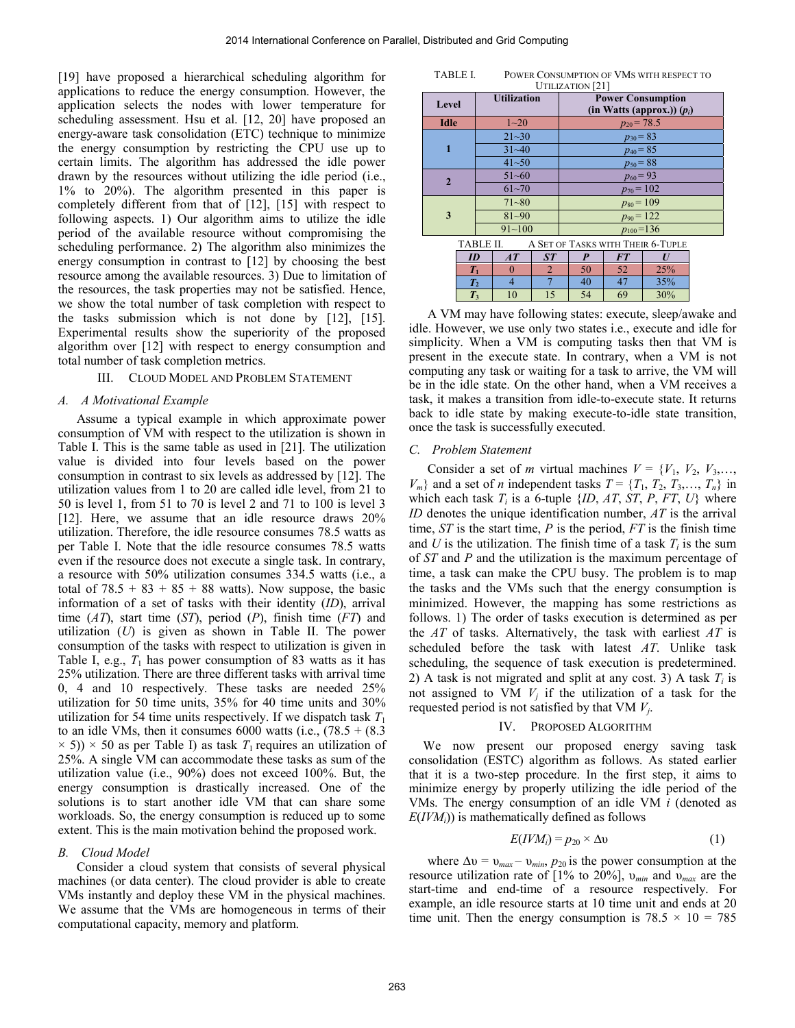[19] have proposed a hierarchical scheduling algorithm for applications to reduce the energy consumption. However, the application selects the nodes with lower temperature for scheduling assessment. Hsu et al. [12, 20] have proposed an energy-aware task consolidation (ETC) technique to minimize the energy consumption by restricting the CPU use up to certain limits. The algorithm has addressed the idle power drawn by the resources without utilizing the idle period (i.e., 1% to 20%). The algorithm presented in this paper is completely different from that of [12], [15] with respect to following aspects. 1) Our algorithm aims to utilize the idle period of the available resource without compromising the scheduling performance. 2) The algorithm also minimizes the energy consumption in contrast to [12] by choosing the best resource among the available resources. 3) Due to limitation of the resources, the task properties may not be satisfied. Hence, we show the total number of task completion with respect to the tasks submission which is not done by [12], [15]. Experimental results show the superiority of the proposed algorithm over [12] with respect to energy consumption and total number of task completion metrics.

## III. Cloud Model and Problem Statement

### A. A Motivational Example

Assume a typical example in which approximate power consumption of VM with respect to the utilization is shown in Table I. This is the same table as used in [21]. The utilization value is divided into four levels based on the power consumption in contrast to six levels as addressed by [12]. The utilization values from 1 to 20 are called idle level, from 21 to 50 is level 1, from 51 to 70 is level 2 and 71 to 100 is level 3 [12]. Here, we assume that an idle resource draws 20% utilization. Therefore, the idle resource consumes 78.5 watts as per Table I. Note that the idle resource consumes 78.5 watts even if the resource does not execute a single task. In contrary, a resource with 50% utilization consumes 334.5 watts (i.e., a total of 78.5 + 83 + 85 + 88 watts). Now suppose, the basic information of a set of tasks with their identity (*ID*), arrival time (*AT*), start time (*ST*), period (*P*), finish time (*FT*) and utilization (*U*) is given as shown in Table II. The power consumption of the tasks with respect to utilization is given in Table I, e.g., $T_1$ has power consumption of 83 watts as it has 25% utilization. There are three different tasks with arrival time 0, 4 and 10 respectively. These tasks are needed 25% utilization for 50 time units, 35% for 40 time units and 30% utilization for 54 time units respectively. If we dispatch task $T_1$ to an idle VMs, then it consumes 6000 watts (i.e., $(78.5 + (8.3 \times 5)) \times 50$ as per Table I) as task $T_1$ requires an utilization of 25%. A single VM can accommodate these tasks as sum of the utilization value (i.e., 90%) does not exceed 100%. But, the energy consumption is drastically increased. One of the solutions is to start another idle VM that can share some workloads. So, the energy consumption is reduced up to some extent. This is the main motivation behind the proposed work.

### B. Cloud Model

Consider a cloud system that consists of several physical machines (or data center). The cloud provider is able to create VMs instantly and deploy these VM in the physical machines. We assume that the VMs are homogeneous in terms of their computational capacity, memory and platform.

TABLE I. Power Consumption of VMs with Respect to Utilization [21]

| Level | Utilization | Power Consumption (in Watts (approx.)) ($p_i$) |
|---|---|---|
| Idle | 1~20 | $p_{20} = 78.5$ |
| 1 | 21~30 | $p_{30} = 83$ |
| | 31~40 | $p_{40} = 85$ |
| | 41~50 | $p_{50} = 88$ |
| 2 | 51~60 | $p_{60} = 93$ |
| | 61~70 | $p_{70} = 102$ |
| 3 | 71~80 | $p_{80} = 109$ |
| | 81~90 | $p_{90} = 122$ |
| | 91~100 | $p_{100} = 136$ |

TABLE II. A Set of Tasks with Their 6-Tuple

| *ID* | *AT* | *ST* | *P* | *FT* | *U* |
|---|---|---|---|---|---|
| $T_1$ | 0 | 2 | 50 | 52 | 25% |
| $T_2$ | 4 | 7 | 40 | 47 | 35% |
| $T_3$ | 10 | 15 | 54 | 69 | 30% |

A VM may have following states: execute, sleep/awake and idle. However, we use only two states i.e., execute and idle for simplicity. When a VM is computing tasks then that VM is present in the execute state. In contrary, when a VM is not computing any task or waiting for a task to arrive, the VM will be in the idle state. On the other hand, when a VM receives a task, it makes a transition from idle-to-execute state. It returns back to idle state by making execute-to-idle state transition, once the task is successfully executed.

### C. Problem Statement

Consider a set of *m* virtual machines $V = \{V_1, V_2, V_3, \ldots, V_m\}$ and a set of *n* independent tasks $T = \{T_1, T_2, T_3, \ldots, T_n\}$ in which each task $T_i$ is a 6-tuple {*ID*, *AT*, *ST*, *P*, *FT*, *U*} where *ID* denotes the unique identification number, *AT* is the arrival time, *ST* is the start time, *P* is the period, *FT* is the finish time and *U* is the utilization. The finish time of a task $T_i$ is the sum of *ST* and *P* and the utilization is the maximum percentage of time, a task can make the CPU busy. The problem is to map the tasks and the VMs such that the energy consumption is minimized. However, the mapping has some restrictions as follows. 1) The order of tasks execution is determined as per the *AT* of tasks. Alternatively, the task with earliest *AT* is scheduled before the task with latest *AT*. Unlike task scheduling, the sequence of task execution is predetermined. 2) A task is not migrated and split at any cost. 3) A task $T_i$ is not assigned to VM $V_j$ if the utilization of a task for the requested period is not satisfied by that VM $V_j$.

## IV. Proposed Algorithm

We now present our proposed energy saving task consolidation (ESTC) algorithm as follows. As stated earlier that it is a two-step procedure. In the first step, it aims to minimize energy by properly utilizing the idle period of the VMs. The energy consumption of an idle VM *i* (denoted as $E(IVM_i)$) is mathematically defined as follows

$$E(IVM_i) = p_{20} \times \Delta\upsilon \quad (1)$$

where $\Delta\upsilon = \upsilon_{max} - \upsilon_{min}$, $p_{20}$ is the power consumption at the resource utilization rate of [1% to 20%], $\upsilon_{min}$ and $\upsilon_{max}$ are the start-time and end-time of a resource respectively. For example, an idle resource starts at 10 time unit and ends at 20 time unit. Then the energy consumption is $78.5 \times 10 = 785$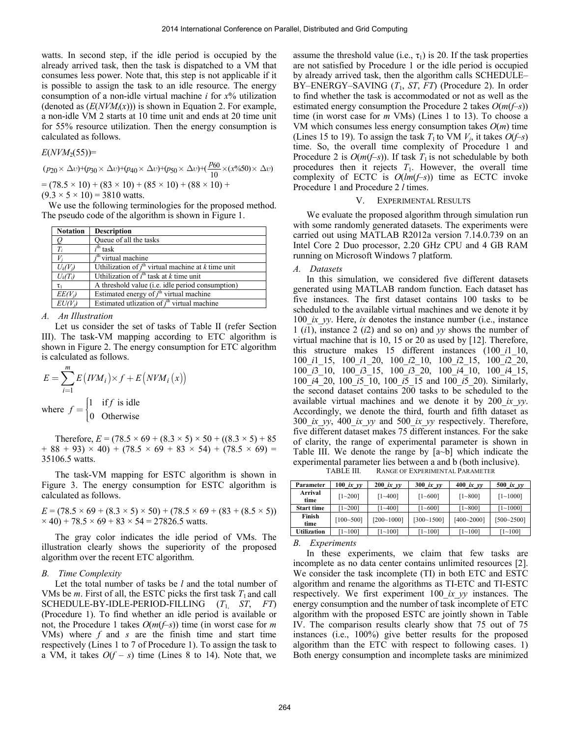watts. In second step, if the idle period is occupied by the already arrived task, then the task is dispatched to a VM that consumes less power. Note that, this step is not applicable if it is possible to assign the task to an idle resource. The energy consumption of a non-idle virtual machine $i$ for $x$% utilization (denoted as ($E(NVM_i(x))$) is shown in Equation 2. For example, a non-idle VM 2 starts at 10 time unit and ends at 20 time unit for 55% resource utilization. Then the energy consumption is calculated as follows.

$E(NVM_2(55))$=

$$(p_{20} \times \Delta\upsilon)+(p_{30} \times \Delta\upsilon)+(p_{40} \times \Delta\upsilon)+(p_{50} \times \Delta\upsilon)+(\frac{p_{60}}{10} \times (x\%50) \times \Delta\upsilon)$$

$= (78.5 \times 10) + (83 \times 10) + (85 \times 10) + (88 \times 10) + (9.3 \times 5 \times 10) = 3810$ watts.

We use the following terminologies for the proposed method. The pseudo code of the algorithm is shown in Figure 1.

| Notation | Description |
|---|---|
| $Q$ | Queue of all the tasks |
| $T_i$ | $i^{th}$ task |
| $V_j$ | $j^{th}$ virtual machine |
| $U_k(V_j)$ | Uthilization of $j^{th}$ virtual machine at $k$ time unit |
| $U_k(T_i)$ | Uthilization of $i^{th}$ task at $k$ time unit |
| $\tau_1$ | A threshold value (i.e. idle period consumption) |
| $EE(V_j)$ | Estimated energy of $j^{th}$ virtual machine |
| $EU(V_j)$ | Estimated utlization of $j^{th}$ virtual machine |

### A. An Illustration

Let us consider the set of tasks of Table II (refer Section III). The task-VM mapping according to ETC algorithm is shown in Figure 2. The energy consumption for ETC algorithm is calculated as follows.

$$E = \sum_{i=1}^{m} E\left(IVM_i\right) \times f + E\left(NVM_i\left(x\right)\right)$$

$$\text{where } f = \begin{cases} 1 & \text{if } f \text{ is idle} \\ 0 & \text{Otherwise} \end{cases}$$

Therefore, $E = (78.5 \times 69 + (8.3 \times 5) \times 50 + ((8.3 \times 5) + 85 + 88 + 93) \times 40) + (78.5 \times 69 + 83 \times 54) + (78.5 \times 69) = 35106.5$ watts.

The task-VM mapping for ESTC algorithm is shown in Figure 3. The energy consumption for ESTC algorithm is calculated as follows.

$E = (78.5 \times 69 + (8.3 \times 5) \times 50) + (78.5 \times 69 + (83 + (8.5 \times 5)) \times 40) + 78.5 \times 69 + 83 \times 54 = 27826.5$ watts.

The gray color indicates the idle period of VMs. The illustration clearly shows the superiority of the proposed algorithm over the recent ETC algorithm.

### B. Time Complexity

Let the total number of tasks be $l$ and the total number of VMs be $m$. First of all, the ESTC picks the first task $T_1$ and call SCHEDULE-BY-IDLE-PERIOD-FILLING ($T_1$, $ST$, $FT$) (Procedure 1). To find whether an idle period is available or not, the Procedure 1 takes $O(m(f–s))$ time (in worst case for $m$ VMs) where $f$ and $s$ are the finish time and start time respectively (Lines 1 to 7 of Procedure 1). To assign the task to a VM, it takes $O(f – s)$ time (Lines 8 to 14). Note that, we assume the threshold value (i.e., $\tau_1$) is 20. If the task properties are not satisfied by Procedure 1 or the idle period is occupied by already arrived task, then the algorithm calls SCHEDULE–BY–ENERGY–SAVING ($T_1$, $ST$, $FT$) (Procedure 2). In order to find whether the task is accommodated or not as well as the estimated energy consumption the Procedure 2 takes $O(m(f–s))$ time (in worst case for $m$ VMs) (Lines 1 to 13). To choose a VM which consumes less energy consumption takes $O(m)$ time (Lines 15 to 19). To assign the task $T_1$ to VM $V_j$, it takes $O(f–s)$ time. So, the overall time complexity of Procedure 1 and Procedure 2 is $O(m(f–s))$. If task $T_1$ is not schedulable by both procedures then it rejects $T_1$. However, the overall time complexity of ECTC is $O(lm(f–s))$ time as ECTC invoke Procedure 1 and Procedure 2 $l$ times.

## V. Experimental Results

We evaluate the proposed algorithm through simulation run with some randomly generated datasets. The experiments were carried out using MATLAB R2012a version 7.14.0.739 on an Intel Core 2 Duo processor, 2.20 GHz CPU and 4 GB RAM running on Microsoft Windows 7 platform.

### A. Datasets

In this simulation, we considered five different datasets generated using MATLAB random function. Each dataset has five instances. The first dataset contains 100 tasks to be scheduled to the available virtual machines and we denote it by 100_*ix*_*yy*. Here, *ix* denotes the instance number (i.e., instance 1 (*i*1), instance 2 (*i*2) and so on) and *yy* shows the number of virtual machine that is 10, 15 or 20 as used by [12]. Therefore, this structure makes 15 different instances (100_*i*1_10, 100_*i*1_15, 100_*i*1_20, 100_*i*2_10, 100_*i*2_15, 100_*i*2_20, 100_*i*3_10, 100_*i*3_15, 100_*i*3_20, 100_*i*4_10, 100_*i*4_15, 100_*i*4_20, 100_*i*5_10, 100_*i*5_15 and 100_*i*5_20). Similarly, the second dataset contains 200 tasks to be scheduled to the available virtual machines and we denote it by 200_*ix*_*yy*. Accordingly, we denote the third, fourth and fifth dataset as 300_*ix*_*yy*, 400_*ix*_*yy* and 500_*ix*_*yy* respectively. Therefore, five different dataset makes 75 different instances. For the sake of clarity, the range of experimental parameter is shown in Table III. We denote the range by [a~b] which indicate the experimental parameter lies between a and b (both inclusive).

TABLE III. Range of Experimental Parameter

| Parameter | 100_*ix*_*yy* | 200_*ix*_*yy* | 300_*ix*_*yy* | 400_*ix*_*yy* | 500_*ix*_*yy* |
|---|---|---|---|---|---|
| Arrival time | [1~200] | [1~400] | [1~600] | [1~800] | [1~1000] |
| Start time | [1~200] | [1~400] | [1~600] | [1~800] | [1~1000] |
| Finish time | [100~500] | [200~1000] | [300~1500] | [400~2000] | [500~2500] |
| Utilization | [1~100] | [1~100] | [1~100] | [1~100] | [1~100] |

### B. Experiments

In these experiments, we claim that few tasks are incomplete as no data center contains unlimited resources [2]. We consider the task incomplete (TI) in both ETC and ESTC algorithm and rename the algorithms as TI-ETC and TI-ESTC respectively. We first experiment 100_*ix*_*yy* instances. The energy consumption and the number of task incomplete of ETC algorithm with the proposed ESTC are jointly shown in Table IV. The comparison results clearly show that 75 out of 75 instances (i.e., 100%) give better results for the proposed algorithm than the ETC with respect to following cases. 1) Both energy consumption and incomplete tasks are minimized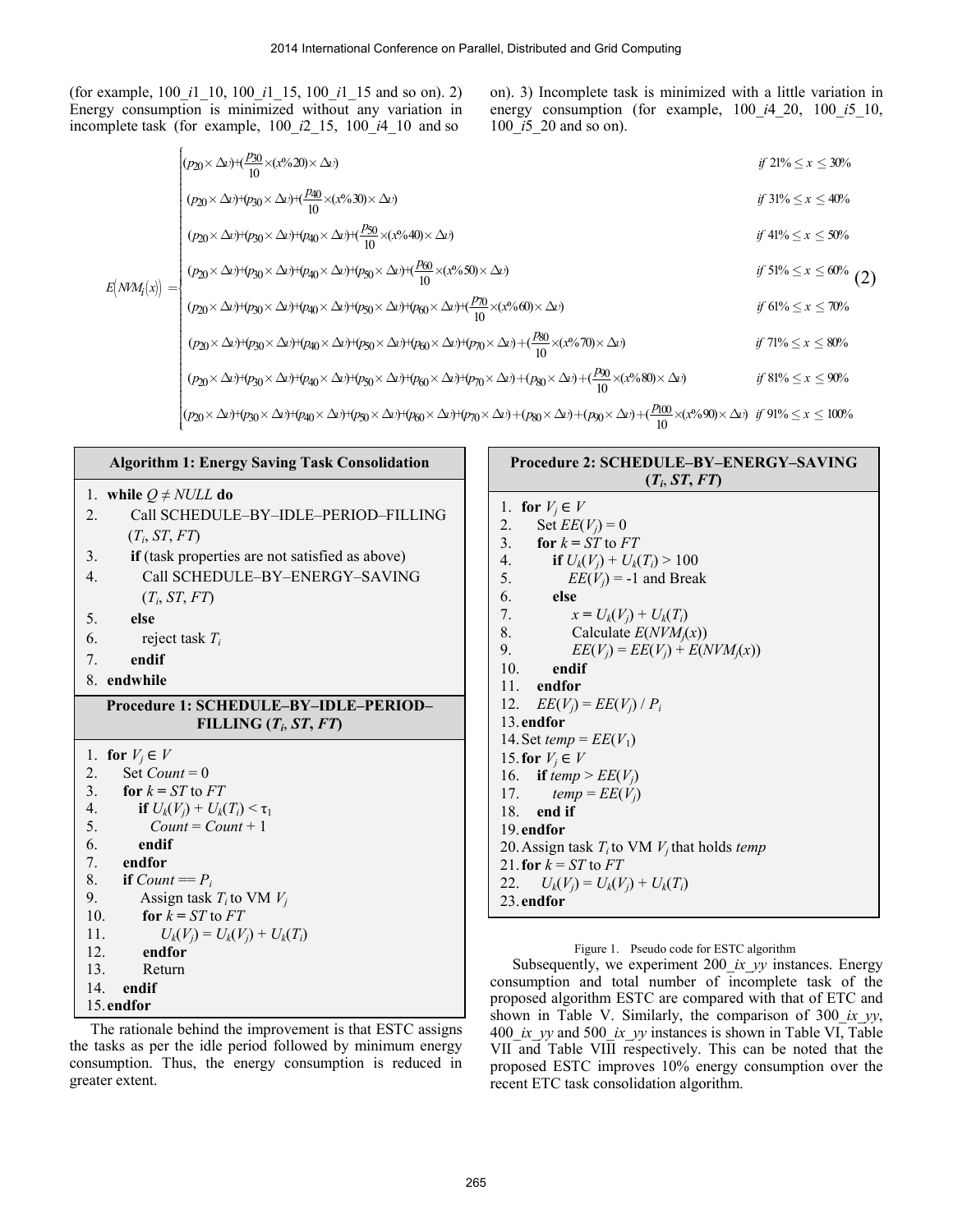(for example, 100_*i*1_10, 100_*i*1_15, 100_*i*1_15 and so on). 2) Energy consumption is minimized without any variation in incomplete task (for example, 100_*i*2_15, 100_*i*4_10 and so on). 3) Incomplete task is minimized with a little variation in energy consumption (for example, 100_*i*4_20, 100_*i*5_10, 100_*i*5_20 and so on).

$$E(NVM_i(x)) = \begin{cases} (p_{20}\times\Delta v)+(\frac{p_{30}}{10}\times(x\%20)\times\Delta v) & \text{if } 21\% \le x \le 30\% \\ (p_{20}\times\Delta v)+(p_{30}\times\Delta v)+(\frac{p_{40}}{10}\times(x\%30)\times\Delta v) & \text{if } 31\% \le x \le 40\% \\ (p_{20}\times\Delta v)+(p_{30}\times\Delta v)+(p_{40}\times\Delta v)+(\frac{p_{50}}{10}\times(x\%40)\times\Delta v) & \text{if } 41\% \le x \le 50\% \\ (p_{20}\times\Delta v)+(p_{30}\times\Delta v)+(p_{40}\times\Delta v)+(p_{50}\times\Delta v)+(\frac{p_{60}}{10}\times(x\%50)\times\Delta v) & \text{if } 51\% \le x \le 60\% \\ (p_{20}\times\Delta v)+(p_{30}\times\Delta v)+(p_{40}\times\Delta v)+(p_{50}\times\Delta v)+(p_{60}\times\Delta v)+(\frac{p_{70}}{10}\times(x\%60)\times\Delta v) & \text{if } 61\% \le x \le 70\% \\ (p_{20}\times\Delta v)+(p_{30}\times\Delta v)+(p_{40}\times\Delta v)+(p_{50}\times\Delta v)+(p_{60}\times\Delta v)+(p_{70}\times\Delta v)+(\frac{p_{80}}{10}\times(x\%70)\times\Delta v) & \text{if } 71\% \le x \le 80\% \\ (p_{20}\times\Delta v)+(p_{30}\times\Delta v)+(p_{40}\times\Delta v)+(p_{50}\times\Delta v)+(p_{60}\times\Delta v)+(p_{70}\times\Delta v)+(p_{80}\times\Delta v)+(\frac{p_{90}}{10}\times(x\%80)\times\Delta v) & \text{if } 81\% \le x \le 90\% \\ (p_{20}\times\Delta v)+(p_{30}\times\Delta v)+(p_{40}\times\Delta v)+(p_{50}\times\Delta v)+(p_{60}\times\Delta v)+(p_{70}\times\Delta v)+(p_{80}\times\Delta v)+(p_{90}\times\Delta v)+(\frac{p_{100}}{10}\times(x\%90)\times\Delta v) & \text{if } 91\% \le x \le 100\% \end{cases} \quad (2)$$

**Algorithm 1: Energy Saving Task Consolidation**

```
1.  while Q ≠ NULL do
2.      Call SCHEDULE–BY–IDLE–PERIOD–FILLING (T_i, ST, FT)
3.      if (task properties are not satisfied as above)
4.          Call SCHEDULE–BY–ENERGY–SAVING (T_i, ST, FT)
5.      else
6.          reject task T_i
7.      endif
8.  endwhile
```

**Procedure 1: SCHEDULE–BY–IDLE–PERIOD–FILLING ($T_i$, $ST$, $FT$)**

```
1.  for V_j ∈ V
2.      Set Count = 0
3.      for k = ST to FT
4.          if U_k(V_j) + U_k(T_i) < τ_1
5.              Count = Count + 1
6.          endif
7.      endfor
8.      if Count == P_i
9.          Assign task T_i to VM V_j
10.         for k = ST to FT
11.             U_k(V_j) = U_k(V_j) + U_k(T_i)
12.         endfor
13.         Return
14.     endif
15. endfor
```

**Procedure 2: SCHEDULE–BY–ENERGY–SAVING ($T_i$, $ST$, $FT$)**

```
1.  for V_j ∈ V
2.      Set EE(V_j) = 0
3.      for k = ST to FT
4.          if U_k(V_j) + U_k(T_i) > 100
5.              EE(V_j) = -1 and Break
6.          else
7.              x = U_k(V_j) + U_k(T_i)
8.              Calculate E(NVM_j(x))
9.              EE(V_j) = EE(V_j) + E(NVM_j(x))
10.         endif
11.     endfor
12.     EE(V_j) = EE(V_j) / P_i
13. endfor
14. Set temp = EE(V_1)
15. for V_j ∈ V
16.     if temp > EE(V_j)
17.         temp = EE(V_j)
18.     end if
19. endfor
20. Assign task T_i to VM V_j that holds temp
21. for k = ST to FT
22.     U_k(V_j) = U_k(V_j) + U_k(T_i)
23. endfor
```

Figure 1. Pseudo code for ESTC algorithm

The rationale behind the improvement is that ESTC assigns the tasks as per the idle period followed by minimum energy consumption. Thus, the energy consumption is reduced in greater extent.

Subsequently, we experiment 200_*ix*_*yy* instances. Energy consumption and total number of incomplete task of the proposed algorithm ESTC are compared with that of ETC and shown in Table V. Similarly, the comparison of 300_*ix*_*yy*, 400_*ix*_*yy* and 500_*ix*_*yy* instances is shown in Table VI, Table VII and Table VIII respectively. This can be noted that the proposed ESTC improves 10% energy consumption over the recent ETC task consolidation algorithm.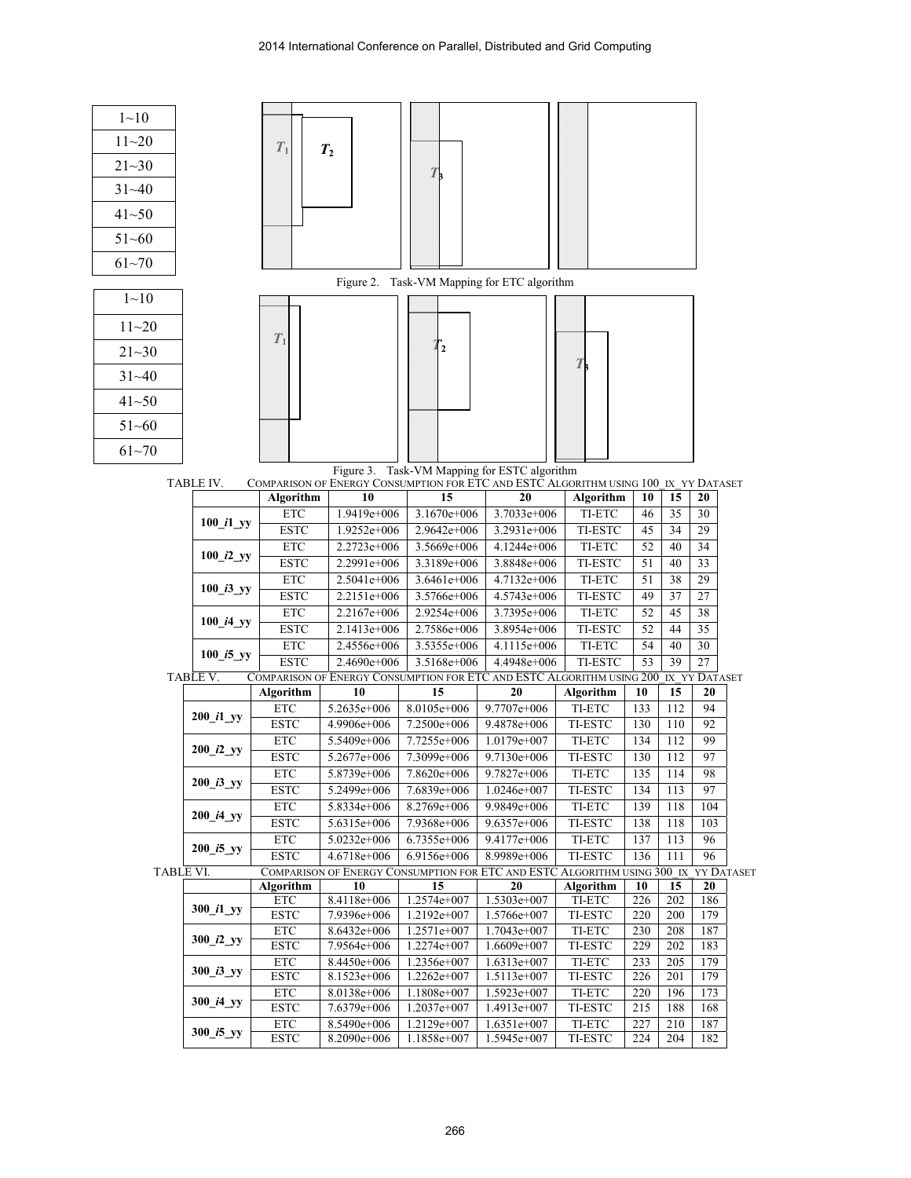| 1~10 |
|---|
| 11~20 |
| 21~30 |
| 31~40 |
| 41~50 |
| 51~60 |
| 61~70 |

Figure 2. Task-VM Mapping for ETC algorithm

| 1~10 |
|---|
| 11~20 |
| 21~30 |
| 31~40 |
| 41~50 |
| 51~60 |
| 61~70 |

Figure 3. Task-VM Mapping for ESTC algorithm

TABLE IV. COMPARISON OF ENERGY CONSUMPTION FOR ETC AND ESTC ALGORITHM USING 100_IX_YY DATASET

| | Algorithm | 10 | 15 | 20 | Algorithm | 10 | 15 | 20 |
|---|---|---|---|---|---|---|---|---|
| 100_*i1*_yy | ETC | 1.9419e+006 | 3.1670e+006 | 3.7033e+006 | TI-ETC | 46 | 35 | 30 |
| | ESTC | 1.9252e+006 | 2.9642e+006 | 3.2931e+006 | TI-ESTC | 45 | 34 | 29 |
| 100_*i2*_yy | ETC | 2.2723e+006 | 3.5669e+006 | 4.1244e+006 | TI-ETC | 52 | 40 | 34 |
| | ESTC | 2.2991e+006 | 3.3189e+006 | 3.8848e+006 | TI-ESTC | 51 | 40 | 33 |
| 100_*i3*_yy | ETC | 2.5041e+006 | 3.6461e+006 | 4.7132e+006 | TI-ETC | 51 | 38 | 29 |
| | ESTC | 2.2151e+006 | 3.5766e+006 | 4.5743e+006 | TI-ESTC | 49 | 37 | 27 |
| 100_*i4*_yy | ETC | 2.2167e+006 | 2.9254e+006 | 3.7395e+006 | TI-ETC | 52 | 45 | 38 |
| | ESTC | 2.1413e+006 | 2.7586e+006 | 3.8954e+006 | TI-ESTC | 52 | 44 | 35 |
| 100_*i5*_yy | ETC | 2.4556e+006 | 3.5355e+006 | 4.1115e+006 | TI-ETC | 54 | 40 | 30 |
| | ESTC | 2.4690e+006 | 3.5168e+006 | 4.4948e+006 | TI-ESTC | 53 | 39 | 27 |

TABLE V. COMPARISON OF ENERGY CONSUMPTION FOR ETC AND ESTC ALGORITHM USING 200_IX_YY DATASET

| | Algorithm | 10 | 15 | 20 | Algorithm | 10 | 15 | 20 |
|---|---|---|---|---|---|---|---|---|
| 200_*i1*_yy | ETC | 5.2635e+006 | 8.0105e+006 | 9.7707e+006 | TI-ETC | 133 | 112 | 94 |
| | ESTC | 4.9906e+006 | 7.2500e+006 | 9.4878e+006 | TI-ESTC | 130 | 110 | 92 |
| 200_*i2*_yy | ETC | 5.5409e+006 | 7.7255e+006 | 1.0179e+007 | TI-ETC | 134 | 112 | 99 |
| | ESTC | 5.2677e+006 | 7.3099e+006 | 9.7130e+006 | TI-ESTC | 130 | 112 | 97 |
| 200_*i3*_yy | ETC | 5.8739e+006 | 7.8620e+006 | 9.7827e+006 | TI-ETC | 135 | 114 | 98 |
| | ESTC | 5.2499e+006 | 7.6839e+006 | 1.0246e+007 | TI-ESTC | 134 | 113 | 97 |
| 200_*i4*_yy | ETC | 5.8334e+006 | 8.2769e+006 | 9.9849e+006 | TI-ETC | 139 | 118 | 104 |
| | ESTC | 5.6315e+006 | 7.9368e+006 | 9.6357e+006 | TI-ESTC | 138 | 118 | 103 |
| 200_*i5*_yy | ETC | 5.0232e+006 | 6.7355e+006 | 9.4177e+006 | TI-ETC | 137 | 113 | 96 |
| | ESTC | 4.6718e+006 | 6.9156e+006 | 8.9989e+006 | TI-ESTC | 136 | 111 | 96 |

TABLE VI. COMPARISON OF ENERGY CONSUMPTION FOR ETC AND ESTC ALGORITHM USING 300_IX_YY DATASET

| | Algorithm | 10 | 15 | 20 | Algorithm | 10 | 15 | 20 |
|---|---|---|---|---|---|---|---|---|
| 300_*i1*_yy | ETC | 8.4118e+006 | 1.2574e+007 | 1.5303e+007 | TI-ETC | 226 | 202 | 186 |
| | ESTC | 7.9396e+006 | 1.2192e+007 | 1.5766e+007 | TI-ESTC | 220 | 200 | 179 |
| 300_*i2*_yy | ETC | 8.6432e+006 | 1.2571e+007 | 1.7043e+007 | TI-ETC | 230 | 208 | 187 |
| | ESTC | 7.9564e+006 | 1.2274e+007 | 1.6609e+007 | TI-ESTC | 229 | 202 | 183 |
| 300_*i3*_yy | ETC | 8.4450e+006 | 1.2356e+007 | 1.6313e+007 | TI-ETC | 233 | 205 | 179 |
| | ESTC | 8.1523e+006 | 1.2262e+007 | 1.5113e+007 | TI-ESTC | 226 | 201 | 179 |
| 300_*i4*_yy | ETC | 8.0138e+006 | 1.1808e+007 | 1.5923e+007 | TI-ETC | 220 | 196 | 173 |
| | ESTC | 7.6379e+006 | 1.2037e+007 | 1.4913e+007 | TI-ESTC | 215 | 188 | 168 |
| 300_*i5*_yy | ETC | 8.5490e+006 | 1.2129e+007 | 1.6351e+007 | TI-ETC | 227 | 210 | 187 |
| | ESTC | 8.2090e+006 | 1.1858e+007 | 1.5945e+007 | TI-ESTC | 224 | 204 | 182 |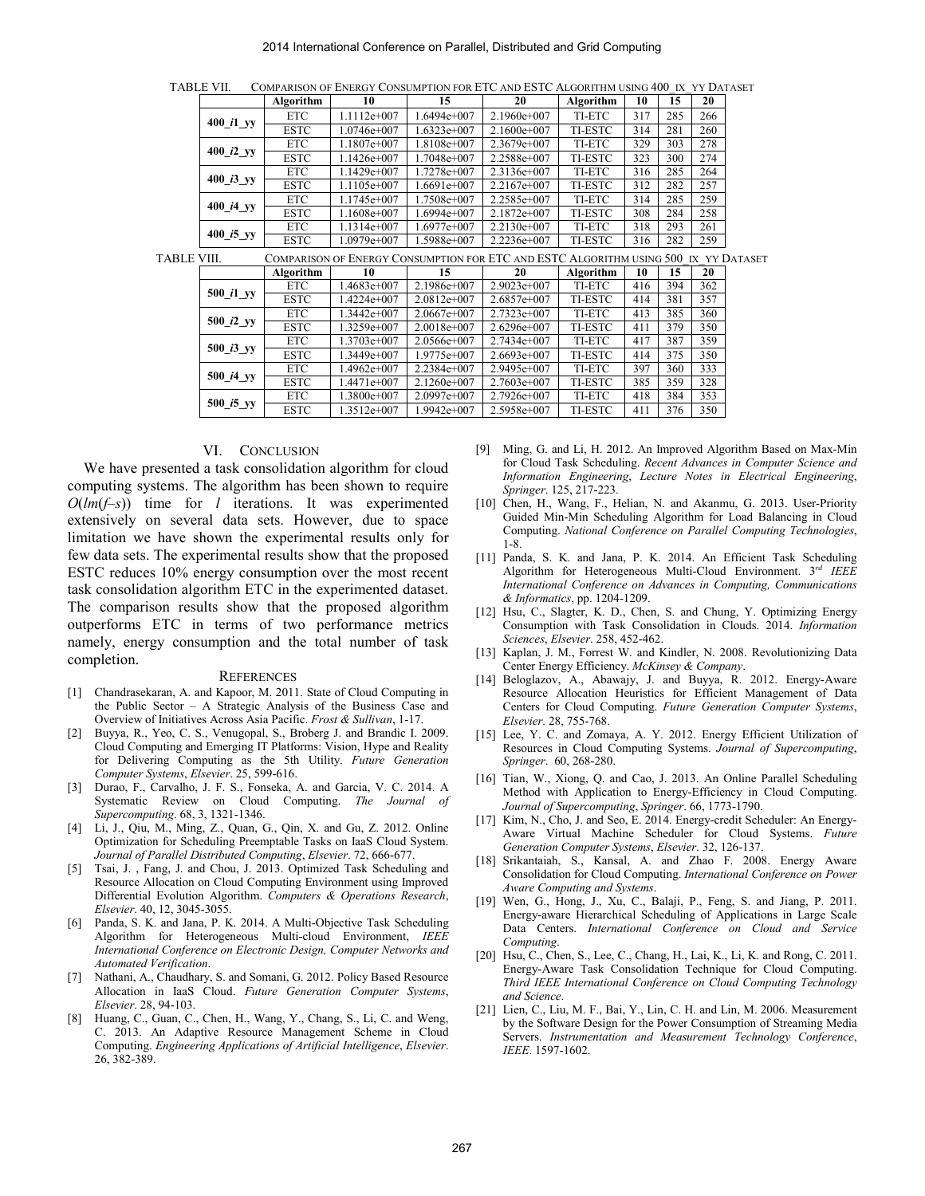TABLE VII. COMPARISON OF ENERGY CONSUMPTION FOR ETC AND ESTC ALGORITHM USING 400_IX_YY DATASET

| | Algorithm | 10 | 15 | 20 | Algorithm | 10 | 15 | 20 |
|---|---|---|---|---|---|---|---|---|
| **400_*i1*_yy** | ETC | 1.1112e+007 | 1.6494e+007 | 2.1960e+007 | TI-ETC | 317 | 285 | 266 |
| | ESTC | 1.0746e+007 | 1.6323e+007 | 2.1600e+007 | TI-ESTC | 314 | 281 | 260 |
| **400_*i2*_yy** | ETC | 1.1807e+007 | 1.8108e+007 | 2.3679e+007 | TI-ETC | 329 | 303 | 278 |
| | ESTC | 1.1426e+007 | 1.7048e+007 | 2.2588e+007 | TI-ESTC | 323 | 300 | 274 |
| **400_*i3*_yy** | ETC | 1.1429e+007 | 1.7278e+007 | 2.3136e+007 | TI-ETC | 316 | 285 | 264 |
| | ESTC | 1.1105e+007 | 1.6691e+007 | 2.2167e+007 | TI-ESTC | 312 | 282 | 257 |
| **400_*i4*_yy** | ETC | 1.1745e+007 | 1.7508e+007 | 2.2585e+007 | TI-ETC | 314 | 285 | 259 |
| | ESTC | 1.1608e+007 | 1.6994e+007 | 2.1872e+007 | TI-ESTC | 308 | 284 | 258 |
| **400_*i5*_yy** | ETC | 1.1314e+007 | 1.6977e+007 | 2.2130e+007 | TI-ETC | 318 | 293 | 261 |
| | ESTC | 1.0979e+007 | 1.5988e+007 | 2.2236e+007 | TI-ESTC | 316 | 282 | 259 |

TABLE VIII. COMPARISON OF ENERGY CONSUMPTION FOR ETC AND ESTC ALGORITHM USING 500_IX_YY DATASET

| | Algorithm | 10 | 15 | 20 | Algorithm | 10 | 15 | 20 |
|---|---|---|---|---|---|---|---|---|
| **500_*i1*_yy** | ETC | 1.4683e+007 | 2.1986e+007 | 2.9023e+007 | TI-ETC | 416 | 394 | 362 |
| | ESTC | 1.4224e+007 | 2.0812e+007 | 2.6857e+007 | TI-ESTC | 414 | 381 | 357 |
| **500_*i2*_yy** | ETC | 1.3442e+007 | 2.0667e+007 | 2.7323e+007 | TI-ETC | 413 | 385 | 360 |
| | ESTC | 1.3259e+007 | 2.0018e+007 | 2.6296e+007 | TI-ESTC | 411 | 379 | 350 |
| **500_*i3*_yy** | ETC | 1.3703e+007 | 2.0566e+007 | 2.7434e+007 | TI-ETC | 417 | 387 | 359 |
| | ESTC | 1.3449e+007 | 1.9775e+007 | 2.6693e+007 | TI-ESTC | 414 | 375 | 350 |
| **500_*i4*_yy** | ETC | 1.4962e+007 | 2.2384e+007 | 2.9495e+007 | TI-ETC | 397 | 360 | 333 |
| | ESTC | 1.4471e+007 | 2.1260e+007 | 2.7603e+007 | TI-ESTC | 385 | 359 | 328 |
| **500_*i5*_yy** | ETC | 1.3800e+007 | 2.0997e+007 | 2.7926e+007 | TI-ETC | 418 | 384 | 353 |
| | ESTC | 1.3512e+007 | 1.9942e+007 | 2.5958e+007 | TI-ESTC | 411 | 376 | 350 |

## VI. CONCLUSION

We have presented a task consolidation algorithm for cloud computing systems. The algorithm has been shown to require $O(lm(f{-}s))$ time for $l$ iterations. It was experimented extensively on several data sets. However, due to space limitation we have shown the experimental results only for few data sets. The experimental results show that the proposed ESTC reduces 10% energy consumption over the most recent task consolidation algorithm ETC in the experimented dataset. The comparison results show that the proposed algorithm outperforms ETC in terms of two performance metrics namely, energy consumption and the total number of task completion.

## REFERENCES

[1] Chandrasekaran, A. and Kapoor, M. 2011. State of Cloud Computing in the Public Sector – A Strategic Analysis of the Business Case and Overview of Initiatives Across Asia Pacific. *Frost & Sullivan*, 1-17.

[2] Buyya, R., Yeo, C. S., Venugopal, S., Broberg J. and Brandic I. 2009. Cloud Computing and Emerging IT Platforms: Vision, Hype and Reality for Delivering Computing as the 5th Utility. *Future Generation Computer Systems*, *Elsevier*. 25, 599-616.

[3] Durao, F., Carvalho, J. F. S., Fonseka, A. and Garcia, V. C. 2014. A Systematic Review on Cloud Computing. *The Journal of Supercomputing*. 68, 3, 1321-1346.

[4] Li, J., Qiu, M., Ming, Z., Quan, G., Qin, X. and Gu, Z. 2012. Online Optimization for Scheduling Preemptable Tasks on IaaS Cloud System. *Journal of Parallel Distributed Computing*, *Elsevier*. 72, 666-677.

[5] Tsai, J. , Fang, J. and Chou, J. 2013. Optimized Task Scheduling and Resource Allocation on Cloud Computing Environment using Improved Differential Evolution Algorithm. *Computers & Operations Research*, *Elsevier*. 40, 12, 3045-3055.

[6] Panda, S. K. and Jana, P. K. 2014. A Multi-Objective Task Scheduling Algorithm for Heterogeneous Multi-cloud Environment, *IEEE International Conference on Electronic Design, Computer Networks and Automated Verification*.

[7] Nathani, A., Chaudhary, S. and Somani, G. 2012. Policy Based Resource Allocation in IaaS Cloud. *Future Generation Computer Systems*, *Elsevier*. 28, 94-103.

[8] Huang, C., Guan, C., Chen, H., Wang, Y., Chang, S., Li, C. and Weng, C. 2013. An Adaptive Resource Management Scheme in Cloud Computing. *Engineering Applications of Artificial Intelligence*, *Elsevier*. 26, 382-389.

[9] Ming, G. and Li, H. 2012. An Improved Algorithm Based on Max-Min for Cloud Task Scheduling. *Recent Advances in Computer Science and Information Engineering*, *Lecture Notes in Electrical Engineering*, *Springer*. 125, 217-223.

[10] Chen, H., Wang, F., Helian, N. and Akanmu, G. 2013. User-Priority Guided Min-Min Scheduling Algorithm for Load Balancing in Cloud Computing. *National Conference on Parallel Computing Technologies*, 1-8.

[11] Panda, S. K. and Jana, P. K. 2014. An Efficient Task Scheduling Algorithm for Heterogeneous Multi-Cloud Environment. 3rd *IEEE International Conference on Advances in Computing, Communications & Informatics*, pp. 1204-1209.

[12] Hsu, C., Slagter, K. D., Chen, S. and Chung, Y. Optimizing Energy Consumption with Task Consolidation in Clouds. 2014. *Information Sciences*, *Elsevier*. 258, 452-462.

[13] Kaplan, J. M., Forrest W. and Kindler, N. 2008. Revolutionizing Data Center Energy Efficiency. *McKinsey & Company*.

[14] Beloglazov, A., Abawajy, J. and Buyya, R. 2012. Energy-Aware Resource Allocation Heuristics for Efficient Management of Data Centers for Cloud Computing. *Future Generation Computer Systems*, *Elsevier*. 28, 755-768.

[15] Lee, Y. C. and Zomaya, A. Y. 2012. Energy Efficient Utilization of Resources in Cloud Computing Systems. *Journal of Supercomputing*, *Springer*. 60, 268-280.

[16] Tian, W., Xiong, Q. and Cao, J. 2013. An Online Parallel Scheduling Method with Application to Energy-Efficiency in Cloud Computing. *Journal of Supercomputing*, *Springer*. 66, 1773-1790.

[17] Kim, N., Cho, J. and Seo, E. 2014. Energy-credit Scheduler: An Energy-Aware Virtual Machine Scheduler for Cloud Systems. *Future Generation Computer Systems*, *Elsevier*. 32, 126-137.

[18] Srikantaiah, S., Kansal, A. and Zhao F. 2008. Energy Aware Consolidation for Cloud Computing. *International Conference on Power Aware Computing and Systems*.

[19] Wen, G., Hong, J., Xu, C., Balaji, P., Feng, S. and Jiang, P. 2011. Energy-aware Hierarchical Scheduling of Applications in Large Scale Data Centers. *International Conference on Cloud and Service Computing*.

[20] Hsu, C., Chen, S., Lee, C., Chang, H., Lai, K., Li, K. and Rong, C. 2011. Energy-Aware Task Consolidation Technique for Cloud Computing. *Third IEEE International Conference on Cloud Computing Technology and Science*.

[21] Lien, C., Liu, M. F., Bai, Y., Lin, C. H. and Lin, M. 2006. Measurement by the Software Design for the Power Consumption of Streaming Media Servers. *Instrumentation and Measurement Technology Conference*, *IEEE*. 1597-1602.